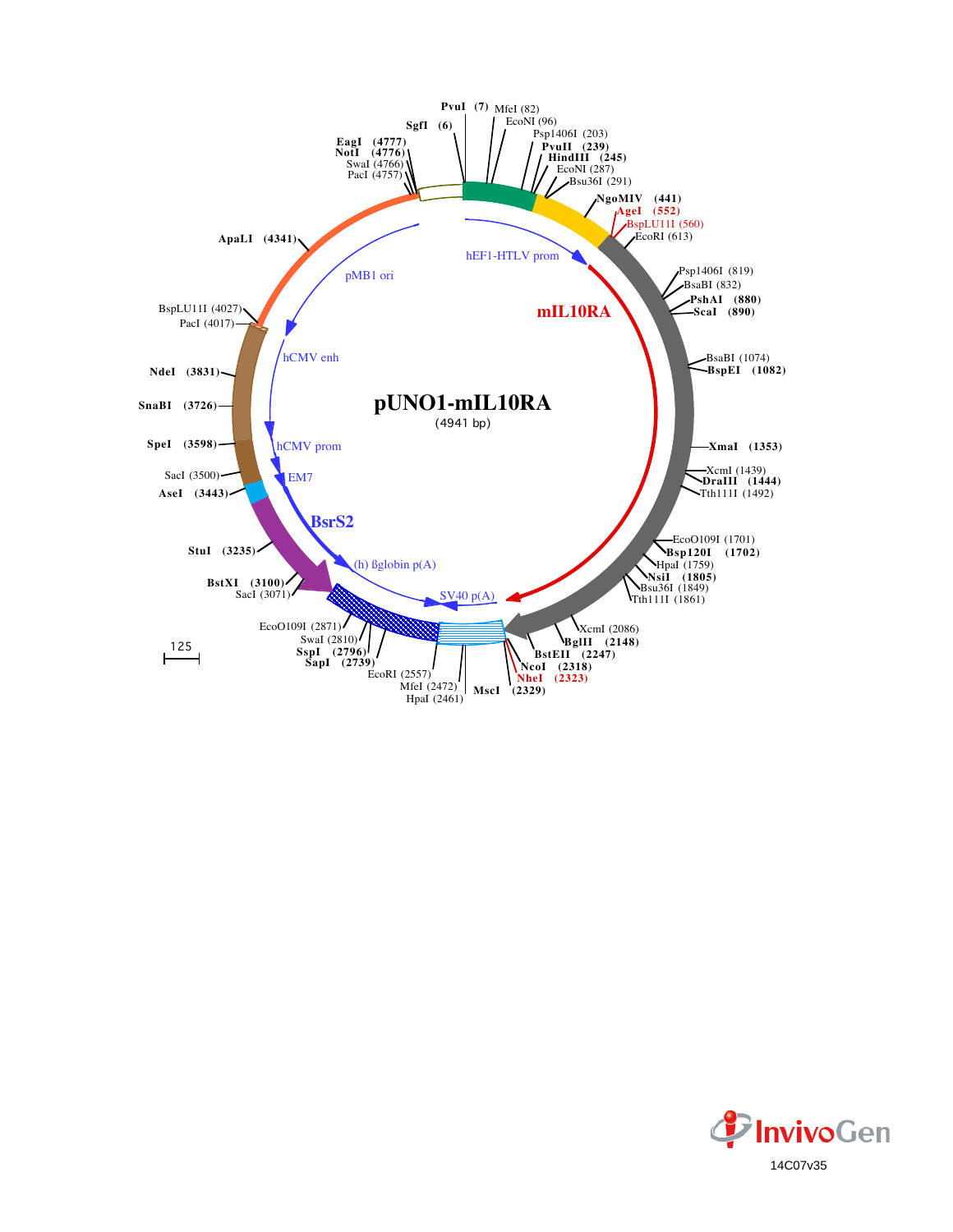# pUNO1-mIL10RA

(4941 bp)

PvuI (7)
SgfI (6)
MfeI (82)
EcoNI (96)
Psp1406I (203)
PvuII (239)
HindIII (245)
EcoNI (287)
Bsu36I (291)
NgoMIV (441)
AgeI (552)
BspLU11I (560)
EcoRI (613)
Psp1406I (819)
BsaBI (832)
PshAI (880)
ScaI (890)
BsaBI (1074)
BspEI (1082)
XmaI (1353)
XcmI (1439)
DraIII (1444)
Tth111I (1492)
EcoO109I (1701)
Bsp120I (1702)
HpaI (1759)
NsiI (1805)
Bsu36I (1849)
Tth111I (1861)
XcmI (2086)
BglII (2148)
BstEII (2247)
NcoI (2318)
NheI (2323)
MscI (2329)
HpaI (2461)
MfeI (2472)
EcoRI (2557)
SapI (2739)
SspI (2796)
SwaI (2810)
EcoO109I (2871)
SacI (3071)
BstXI (3100)
StuI (3235)
AseI (3443)
SacI (3500)
SpeI (3598)
SnaBI (3726)
NdeI (3831)
PacI (4017)
BspLU11I (4027)
ApaLI (4341)
PacI (4757)
SwaI (4766)
NotI (4776)
EagI (4777)

hEF1-HTLV prom
mIL10RA
SV40 p(A)
(h) ßglobin p(A)
BsrS2
EM7
hCMV prom
hCMV enh
pMB1 ori

125

InvivoGen

14C07v35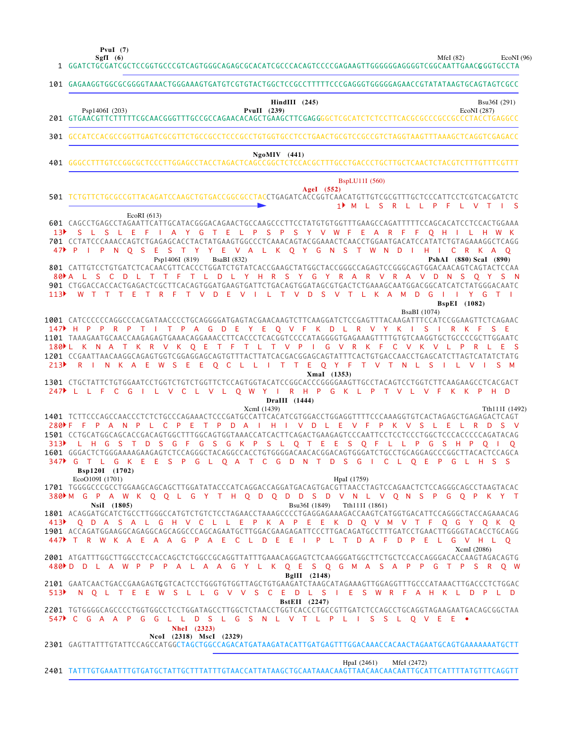```
                PvuI  (7)
                SgfI  (6)                                                                                    MfeI (82)           EcoNI (96)
   1  GGATCTGCGATCGCTCCGGTGCCCGTCAGTGGGCAGAGCGCACATCGCCCACAGTCCCCGAGAAGTTGGGGGGAGGGGTCGGCAATTGAACGGGTGCCTA

 101  GAGAAGGTGGCGCGGGGTAAACTGGGAAAGTGATGTCGTGTACTGGCTCCGCCTTTTTCCCGAGGGTGGGGGAGAACCGTATATAAGTGCAGTAGTCGCC

                                              HindIII   (245)                                                     Bsu36I (291)
         Psp1406I (203)                  PvuII   (239)                                                     EcoNI (287)
 201  GTGAACGTTCTTTTTCGCAACGGGTTTGCCGCCAGAACACAGCTGAAGCTTCGAGGGGCTCGCATCTCTCCTTCACGCGCCCGCCGCCCTACCTGAGGCC

 301  GCCATCCACGCCGGTTGAGTCGCGTTCTGCCGCCTCCCGCCTGTGGTGCCTCCTGAACTGCGTCCGCCGTCTAGGTAAGTTTAAAGCTCAGGTCGAGACC

                                              NgoMIV   (441)
 401  GGGCCTTTGTCCGGCGCTCCCTTGGAGCCTACCTAGACTCAGCCGGCTCTCCACGCTTTGCCTGACCCTGCTTGCTCAACTCTACGTCTTTGTTTCGTTT

                                                                             BspLU11I (560)
                                                                    AgeI   (552)
 501  TCTGTTCTGCGCCGTTACAGATCCAAGCTGTGACCGGCGCCTACCTGAGATCACCGGTCAACATGTTGTCGCGTTTGCTCCCATTCCTCGTCACGATCTC
                                                                             1▸ M  L  S  R  L  L  P  F  L  V  T  I  S
                      EcoRI (613)
 601  CAGCCTGAGCCTAGAATTCATTGCATACGGGACAGAACTGCCAAGCCCTTCCTATGTGTGGTTTGAAGCCAGATTTTTCCAGCACATCCTCCACTGGAAA
 13▸   S  L  S  L  E  F  I  A  Y  G  T  E  L  P  S  P  S  Y  V  W  F  E  A  R  F  F  Q  H  I  L  H  W  K
 701  CCTATCCCAAACCAGTCTGAGAGCACCTACTATGAAGTGGCCCTCAAACAGTACGGAAACTCAACCTGGAATGACATCCATATCTGTAGAAAGGCTCAGG
 47▸  P  I  P  N  Q  S  E  S  T  Y  Y  E  V  A  L  K  Q  Y  G  N  S  T  W  N  D  I  H  I  C  R  K  A  Q
                                Psp1406I (819)     BsaBI (832)                                              PshAI  (880) ScaI   (890)
 801  CATTGTCCTGTGATCTCACAACGTTCACCCTGGATCTGTATCACCGAAGCTATGGCTACCGGGCCAGAGTCCGGGCAGTGGACAACAGTCAGTACTCCAA
 80▸A  L  S  C  D  L  T  T  F  T  L  D  L  Y  H  R  S  Y  G  Y  R  A  R  V  R  A  V  D  N  S  Q  Y  S  N
 901  CTGGACCACCACTGAGACTCGCTTCACAGTGGATGAAGTGATTCTGACAGTGGATAGCGTGACTCTGAAAGCAATGGACGGCATCATCTATGGGACAATC
 113▸   W  T  T  T  E  T  R  F  T  V  D  E  V  I  L  T  V  D  S  V  T  L  K  A  M  D  G  I  I  Y  G  T  I
                                                                                                          BspEI   (1082)
                                                                                              BsaBI (1074)
1001  CATCCCCCCAGGCCCACGATAACCCCTGCAGGGGATGAGTACGAACAAGTCTTCAAGGATCTCCGAGTTTACAAGATTTCCATCCGGAAGTTCTCAGAAC
 147▸  H  P  P  R  P  T  I  T  P  A  G  D  E  Y  E  Q  V  F  K  D  L  R  V  Y  K  I  S  I  R  K  F  S  E
1101  TAAAGAATGCAACCAAGAGAGTGAAACAGGAAACCTTCACCCTCACGGTCCCCATAGGGGTGAGAAAGTTTTGTGTCAAGGTGCTGCCCCGCTTGGAATC
 180▸L  K  N  A  T  K  R  V  K  Q  E  T  F  T  L  T  V  P  I  G  V  R  K  F  C  V  K  V  L  P  R  L  E  S
1201  CCGAATTAACAAGGCAGAGTGGTCGGAGGAGCAGTGTTTACTTATCACGACGGAGCAGTATTTCACTGTGACCAACCTGAGCATCTTAGTCATATCTATG
 213▸   R  I  N  K  A  E  W  S  E  E  Q  C  L  L  I  T  T  E  Q  Y  F  T  V  T  N  L  S  I  L  V  I  S  M
                                                                XmaI   (1353)
1301  CTGCTATTCTGTGGAATCCTGGTCTGTCTGGTTCTCCAGTGGTACATCCGGCACCCGGGGAAGTTGCCTACAGTCCTGGTCTTCAAGAAGCCTCACGACT
 247▸  L  L  F  C  G  I  L  V  C  L  V  L  Q  W  Y  I  R  H  P  G  K  L  P  T  V  L  V  F  K  K  P  H  D
                                                       DraIII   (1444)
                                                   XcmI (1439)                                                          Tth111I (1492)
1401  TCTTCCCAGCCAACCCTCTCTGCCCAGAAACTCCCGATGCCATTCACATCGTGGACCTGGAGGTTTTCCCAAAGGTGTCACTAGAGCTGAGAGACTCAGT
 280▸F  F  P  A  N  P  L  C  P  E  T  P  D  A  I  H  I  V  D  L  E  V  F  P  K  V  S  L  E  L  R  D  S  V
1501  CCTGCATGGCAGCACCGACAGTGGCTTTGGCAGTGGTAAACCATCACTTCAGACTGAAGAGTCCCAATTCCTCCTCCCTGGCTCCCACCCCCAGATACAG
 313▸   L  H  G  S  T  D  S  G  F  G  S  G  K  P  S  L  Q  T  E  E  S  Q  F  L  L  P  G  S  H  P  Q  I  Q
1601  GGGACTCTGGGAAAAGAAGAGTCTCCAGGGCTACAGGCCACCTGTGGGGACAACACGGACAGTGGGATCTGCCTGCAGGAGCCCGGCTTACACTCCAGCA
 347▸  G  T  L  G  K  E  E  S  P  G  L  Q  A  T  C  G  D  N  T  D  S  G  I  C  L  Q  E  P  G  L  H  S  S
       Bsp120I   (1702)
     EcoO109I (1701)                                                         HpaI (1759)
1701  TGGGGCCCGCCTGGAAGCAGCAGCTTGGATATACCCATCAGGACCAGGATGACAGTGACGTTAACCTAGTCCAGAACTCTCCAGGGCAGCCTAAGTACAC
 380▸M  G  P  A  W  K  Q  Q  L  G  Y  T  H  Q  D  Q  D  D  S  D  V  N  L  V  Q  N  S  P  G  Q  P  K  Y  T
           NsiI   (1805)                                          Bsu36I (1849)      Tth111I (1861)
1801  ACAGGATGCATCTGCCTTGGGCCATGTCTGTCTCCTAGAACCTAAAGCCCCTGAGGAGAAAGACCAAGTCATGGTGACATTCCAGGGCTACCAGAAACAG
 413▸   Q  D  A  S  A  L  G  H  V  C  L  L  E  P  K  A  P  E  E  K  D  Q  V  M  V  T  F  Q  G  Y  Q  K  Q
1901  ACCAGATGGAAGGCAGAGGCAGCAGGCCCAGCAGAATGCTTGGACGAAGAGATTCCCTTGACAGATGCCTTTGATCCTGAACTTGGGGTACACCTGCAGG
 447▸  T  R  W  K  A  E  A  A  G  P  A  E  C  L  D  E  E  I  P  L  T  D  A  F  D  P  E  L  G  V  H  L  Q
                                                                                                              XcmI (2086)
2001  ATGATTTGGCTTGGCCTCCACCAGCTCTGGCCGCAGGTTATTTGAAACAGGAGTCTCAAGGGATGGCTTCTGCTCCACCAGGGACACCAAGTAGACAGTG
 480▸D  D  L  A  W  P  P  P  A  L  A  A  G  Y  L  K  Q  E  S  Q  G  M  A  S  A  P  P  G  T  P  S  R  Q  W
                                                                   BglII   (2148)
2101  GAATCAACTGACCGAAGAGTGGTCACTCCTGGGTGTGGTTAGCTGTGAAGATCTAAGCATAGAAAGTTGGAGGTTTGCCCATAAACTTGACCCTCTGGAC
 513▸   N  Q  L  T  E  E  W  S  L  L  G  V  V  S  C  E  D  L  S  I  E  S  W  R  F  A  H  K  L  D  P  L  D
                                                                  BstEII   (2247)
2201  TGTGGGGCAGCCCCTGGTGGCCTCCTGGATAGCCTTGGCTCTAACCTGGTCACCCTGCCGTTGATCTCCAGCCTGCAGGTAGAAGAATGACAGCGGCTAA
 547▸  C  G  A  A  P  G  G  L  L  D  S  L  G  S  N  L  V  T  L  P  L  I  S  S  L  Q  V  E  E  •
                         NheI   (2323)
                     NcoI   (2318)   MscI   (2329)
2301  GAGTTATTTGTATTCCAGCCATGGCTAGCTGGCCAGACATGATAAGATACATTGATGAGTTTGGACAAACCACAACTAGAATGCAGTGAAAAAAATGCTT

                                                                                    HpaI (2461)       MfeI (2472)
2401  TATTTGTGAAATTTGTGATGCTATTGCTTTATTTGTAACCATTATAAGCTGCAATAAACAAGTTAACAACAACAATTGCATTCATTTTATGTTTCAGGTT
```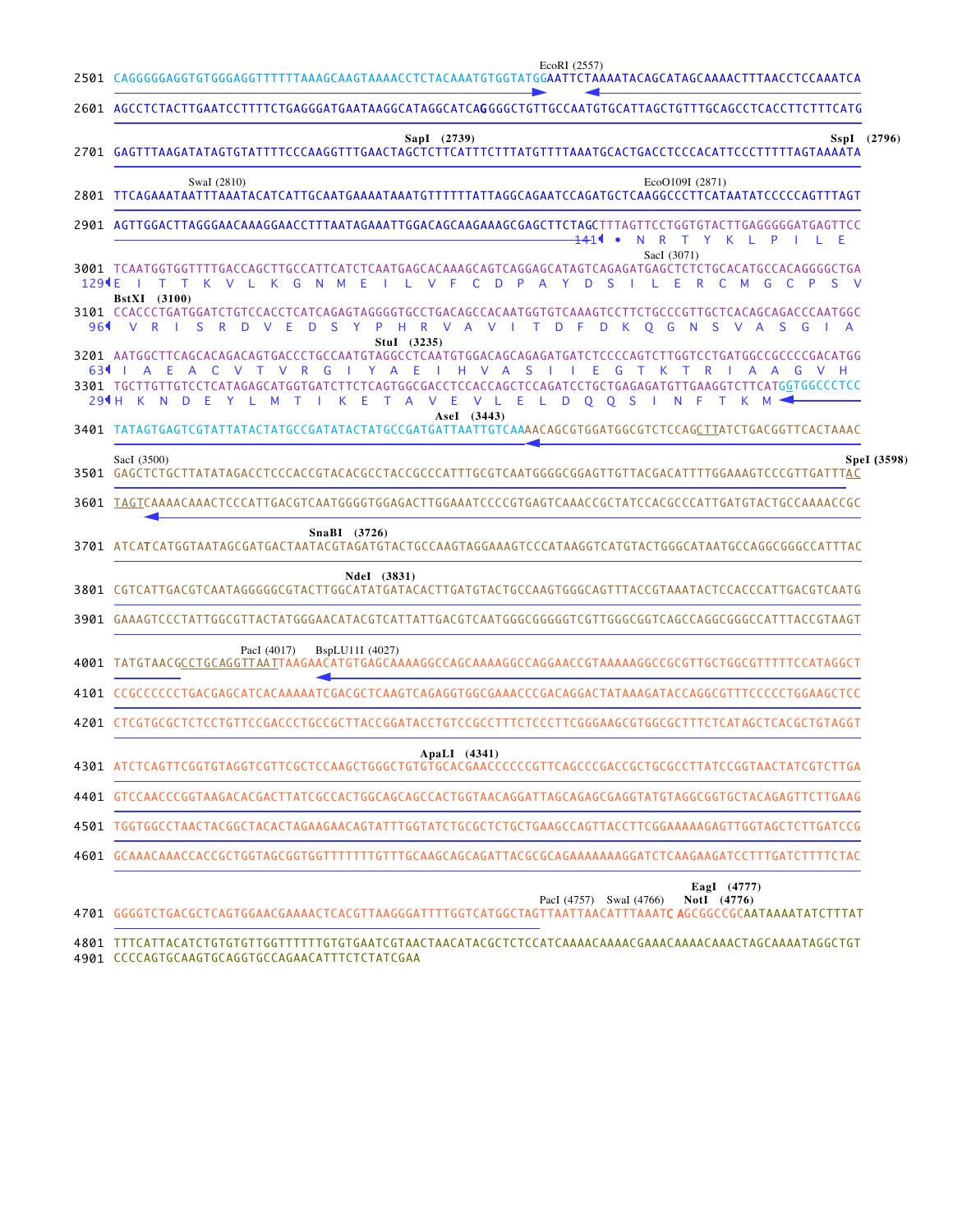```
                                                                                EcoRI (2557)
2501 CAGGGGGAGGTGTGGGAGGTTTTTTAAAGCAAGTAAAACCTCTACAAATGTGGTATGGAATTCTAAAATACAGCATAGCAAAACTTTAACCTCCAAATCA

2601 AGCCTCTACTTGAATCCTTTTCTGAGGGATGAATAAGGCATAGGCATCAGGGGCTGTTGCCAATGTGCATTAGCTGTTTGCAGCCTCACCTTCTTTCATG

                                                SapI   (2739)                                        SspI   (2796)
2701 GAGTTTAAGATATAGTGTATTTTCCCAAGGTTTGAACTAGCTCTTCATTTCTTTATGTTTTAAATGCACTGACCTCCCACATTCCCTTTTTAGTAAAATA

                SwaI (2810)                                                    EcoO109I (2871)
2801 TTCAGAAATAATTTAAATACATCATTGCAATGAAAATAAATGTTTTTTATTAGGCAGAATCCAGATGCTCAAGGCCCTTCATAATATCCCCCAGTTTAGT

2901 AGTTGGACTTAGGGAACAAAGGAACCTTTAATAGAAATTGGACAGCAAGAAAGCGAGCTTCTAGCTTTAGTTCCTGGTGTACTTGAGGGGGATGAGTTCC
                                                                   141◀  •   N   R   T   Y   K   L   P   I   L   E
                                                                                    SacI (3071)
3001 TCAATGGTGGTTTTGACCAGCTTGCCATTCATCTCAATGAGCACAAAGCAGTCAGGAGCATAGTCAGAGATGAGCTCTCTGCACATGCCACAGGGGCTGA
129◀ E   I   T   T   K   V   L   K   G   N   M   E   I   L   V   F   C   D   P   A   Y   D   S   I   L   E   R   C   M   G   C   P   S   V
     BstXI   (3100)
3101 CCACCCTGATGGATCTGTCCACCTCATCAGAGTAGGGGTGCCTGACAGCCACAATGGTGTCAAAGTCCTTCTGCCCGTTGCTCACAGCAGACCCAATGGC
 96◀   V   R   I   S   R   D   V   E   D   S   Y   P   H   R   V   A   V   I   T   D   F   D   K   Q   G   N   S   V   A   S   G   I   A
                                         StuI   (3235)
3201 AATGGCTTCAGCACAGACAGTGACCCTGCCAATGTAGGCCTCAATGTGGACAGCAGAGATGATCTCCCCAGTCTTGGTCCTGATGGCCGCCCCGACATGG
 63◀   I   A   E   A   C   V   T   V   R   G   I   Y   A   E   I   H   V   A   S   I   I   E   G   T   K   T   R   I   A   A   G   V   H
3301 TGCTTGTTGTCCTCATAGAGCATGGTGATCTTCTCAGTGGCGACCTCCAGCTCCAGATCCTGCTGAGAGATGTTGAAGGTCTTCATGGTGGCCCTCC
 29◀ H   K   N   D   E   Y   L   M   T   I   K   E   T   A   V   E   V   L   E   L   D   Q   Q   S   I   N   F   T   K   M ◀
                                                                AseI   (3443)
3401 TATAGTGAGTCGTATTATACTATGCCGATATACTATGCCGATGATTAATTGTCAAAACAGCGTGGATGGCGTCTCCAGCTTATCTGACGGTTCACTAAAC

     SacI (3500)                                                                                      SpeI (3598)
3501 GAGCTCTGCTTATATAGACCTCCCACCGTACACGCCTACCGCCCATTTGCGTCAATGGGGCGGAGTTGTTACGACATTTTGGAAAGTCCCGTTGATTTAC

3601 TAGTCAAAACAAACTCCCATTGACGTCAATGGGGTGGAGACTTGGAAATCCCCGTGAGTCAAACCGCTATCCACGCCCATTGATGTACTGCCAAAACCGC

                                SnaBI   (3726)
3701 ATCATCATGGTAATAGCGATGACTAATACGTAGATGTACTGCCAAGTAGGAAAGTCCCATAAGGTCATGTACTGGGCATAATGCCAGGCGGGCCATTTAC

                                        NdeI   (3831)
3801 CGTCATTGACGTCAATAGGGGGCGTACTTGGCATATGATACACTTGATGTACTGCCAAGTGGGCAGTTTACCGTAAATACTCCACCCATTGACGTCAATG

3901 GAAAGTCCCTATTGGCGTTACTATGGGAACATACGTCATTATTGACGTCAATGGGCGGGGGTCGTTGGGCGGTCAGCCAGGCGGGCCATTTACCGTAAGT

                      PacI (4017)    BspLU11I (4027)
4001 TATGTAACGCCTGCAGGTTAATTAAGAACATGTGAGCAAAAGGCCAGCAAAAGGCCAGGAACCGTAAAAAGGCCGCGTTGCTGGCGTTTTTCCATAGGCT

4101 CCGCCCCCCTGACGAGCATCACAAAAATCGACGCTCAAGTCAGAGGTGGCGAAACCCGACAGGACTATAAAGATACCAGGCGTTTCCCCCTGGAAGCTCC

4201 CTCGTGCGCTCTCCTGTTCCGACCCTGCCGCTTACCGGATACCTGTCCGCCTTTCTCCCTTCGGGAAGCGTGGCGCTTTCTCATAGCTCACGCTGTAGGT

                                                          ApaLI   (4341)
4301 ATCTCAGTTCGGTGTAGGTCGTTCGCTCCAAGCTGGGCTGTGTGCACGAACCCCCCGTTCAGCCCGACCGCTGCGCCTTATCCGGTAACTATCGTCTTGA

4401 GTCCAACCCGGTAAGACACGACTTATCGCCACTGGCAGCAGCCACTGGTAACAGGATTAGCAGAGCGAGGTATGTAGGCGGTGCTACAGAGTTCTTGAAG

4501 TGGTGGCCTAACTACGGCTACACTAGAAGAACAGTATTTGGTATCTGCGCTCTGCTGAAGCCAGTTACCTTCGGAAAAAGAGTTGGTAGCTCTTGATCCG

4601 GCAAACAAACCACCGCTGGTAGCGGTGGTTTTTTTGTTTGCAAGCAGCAGATTACGCGCAGAAAAAAAGGATCTCAAGAAGATCCTTTGATCTTTTCTAC

                                                                                          EagI   (4777)
                                                                        PacI (4757)   SwaI (4766)   NotI   (4776)
4701 GGGGTCTGACGCTCAGTGGAACGAAAACTCACGTTAAGGGATTTTGGTCATGGCTAGTTAATTAACATTTAAATCAGCGGCCGCAATAAAATATCTTTAT

4801 TTTCATTACATCTGTGTGTTGGTTTTTTGTGTGAATCGTAACTAACATACGCTCTCCATCAAAACAAAACGAAACAAAACAAACTAGCAAAATAGGCTGT
4901 CCCCAGTGCAAGTGCAGGTGCCAGAACATTTCTCTATCGAA
```